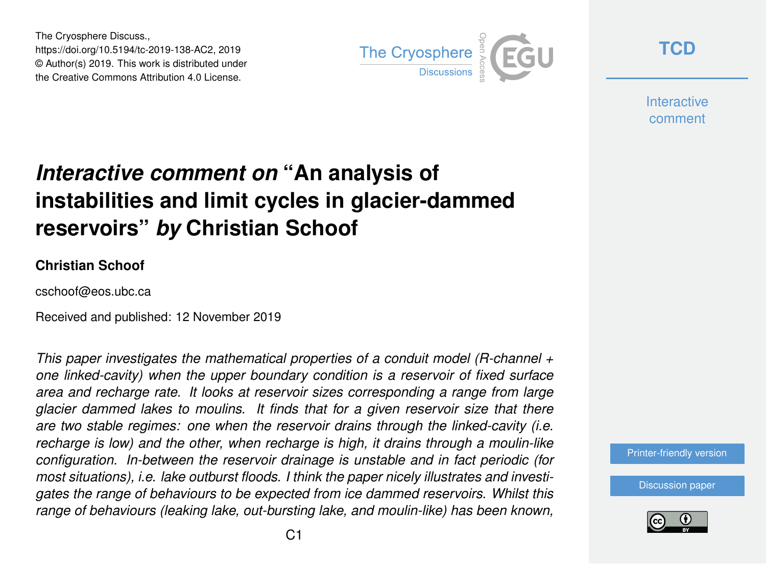The Cryosphere Discuss.,
https://doi.org/10.5194/tc-2019-138-AC2, 2019
© Author(s) 2019. This work is distributed under
the Creative Commons Attribution 4.0 License.

# *Interactive comment on* "An analysis of instabilities and limit cycles in glacier-dammed reservoirs" *by* Christian Schoof

**Christian Schoof**

cschoof@eos.ubc.ca

Received and published: 12 November 2019

*This paper investigates the mathematical properties of a conduit model (R-channel + one linked-cavity) when the upper boundary condition is a reservoir of fixed surface area and recharge rate. It looks at reservoir sizes corresponding a range from large glacier dammed lakes to moulins. It finds that for a given reservoir size that there are two stable regimes: one when the reservoir drains through the linked-cavity (i.e. recharge is low) and the other, when recharge is high, it drains through a moulin-like configuration. In-between the reservoir drainage is unstable and in fact periodic (for most situations), i.e. lake outburst floods. I think the paper nicely illustrates and investigates the range of behaviours to be expected from ice dammed reservoirs. Whilst this range of behaviours (leaking lake, out-bursting lake, and moulin-like) has been known,*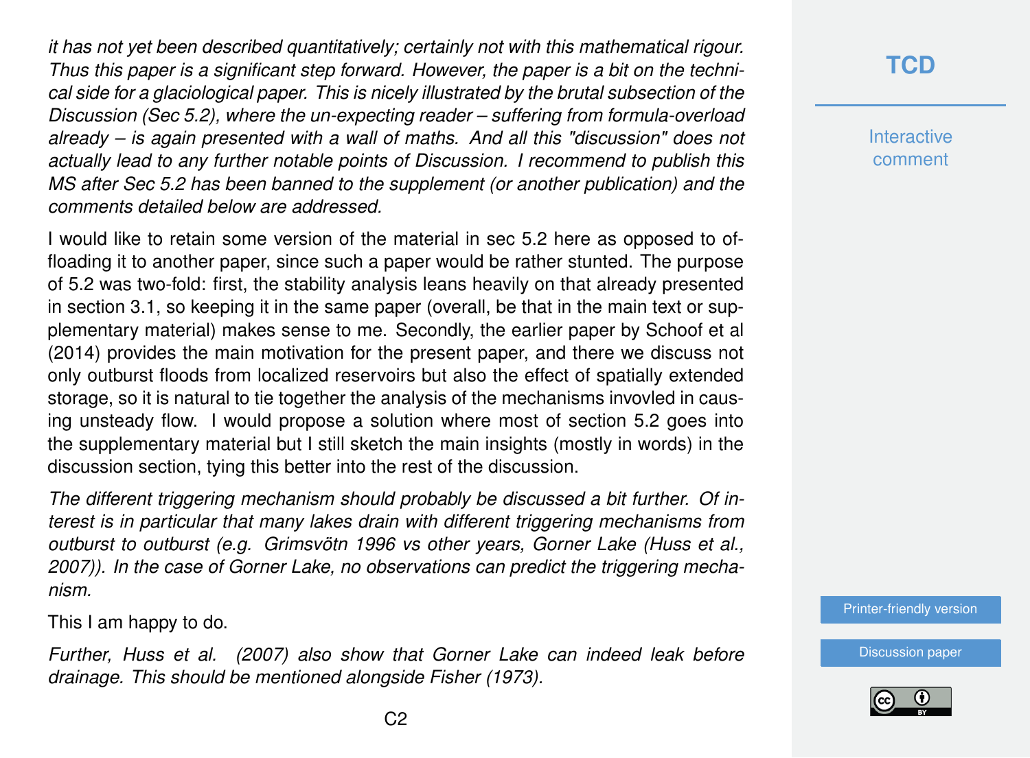*it has not yet been described quantitatively; certainly not with this mathematical rigour. Thus this paper is a significant step forward. However, the paper is a bit on the technical side for a glaciological paper. This is nicely illustrated by the brutal subsection of the Discussion (Sec 5.2), where the un-expecting reader – suffering from formula-overload already – is again presented with a wall of maths. And all this "discussion" does not actually lead to any further notable points of Discussion. I recommend to publish this MS after Sec 5.2 has been banned to the supplement (or another publication) and the comments detailed below are addressed.*

I would like to retain some version of the material in sec 5.2 here as opposed to offloading it to another paper, since such a paper would be rather stunted. The purpose of 5.2 was two-fold: first, the stability analysis leans heavily on that already presented in section 3.1, so keeping it in the same paper (overall, be that in the main text or supplementary material) makes sense to me. Secondly, the earlier paper by Schoof et al (2014) provides the main motivation for the present paper, and there we discuss not only outburst floods from localized reservoirs but also the effect of spatially extended storage, so it is natural to tie together the analysis of the mechanisms invovled in causing unsteady flow. I would propose a solution where most of section 5.2 goes into the supplementary material but I still sketch the main insights (mostly in words) in the discussion section, tying this better into the rest of the discussion.

*The different triggering mechanism should probably be discussed a bit further. Of interest is in particular that many lakes drain with different triggering mechanisms from outburst to outburst (e.g. Grimsvötn 1996 vs other years, Gorner Lake (Huss et al., 2007)). In the case of Gorner Lake, no observations can predict the triggering mechanism.*

This I am happy to do.

*Further, Huss et al. (2007) also show that Gorner Lake can indeed leak before drainage. This should be mentioned alongside Fisher (1973).*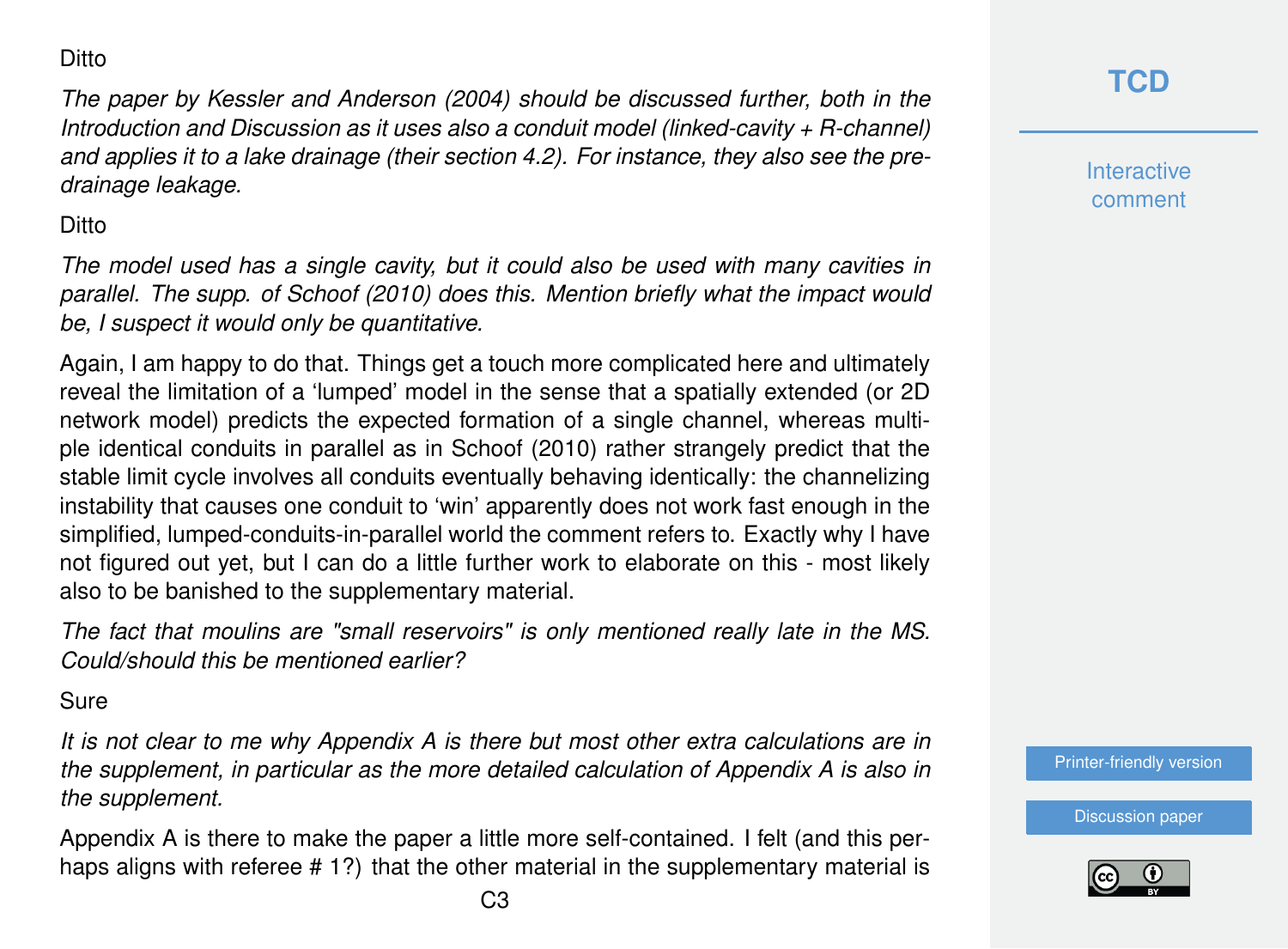Ditto

*The paper by Kessler and Anderson (2004) should be discussed further, both in the Introduction and Discussion as it uses also a conduit model (linked-cavity + R-channel) and applies it to a lake drainage (their section 4.2). For instance, they also see the pre-drainage leakage.*

Ditto

*The model used has a single cavity, but it could also be used with many cavities in parallel. The supp. of Schoof (2010) does this. Mention briefly what the impact would be, I suspect it would only be quantitative.*

Again, I am happy to do that. Things get a touch more complicated here and ultimately reveal the limitation of a 'lumped' model in the sense that a spatially extended (or 2D network model) predicts the expected formation of a single channel, whereas multiple identical conduits in parallel as in Schoof (2010) rather strangely predict that the stable limit cycle involves all conduits eventually behaving identically: the channelizing instability that causes one conduit to 'win' apparently does not work fast enough in the simplified, lumped-conduits-in-parallel world the comment refers to. Exactly why I have not figured out yet, but I can do a little further work to elaborate on this - most likely also to be banished to the supplementary material.

*The fact that moulins are "small reservoirs" is only mentioned really late in the MS. Could/should this be mentioned earlier?*

Sure

*It is not clear to me why Appendix A is there but most other extra calculations are in the supplement, in particular as the more detailed calculation of Appendix A is also in the supplement.*

Appendix A is there to make the paper a little more self-contained. I felt (and this perhaps aligns with referee # 1?) that the other material in the supplementary material is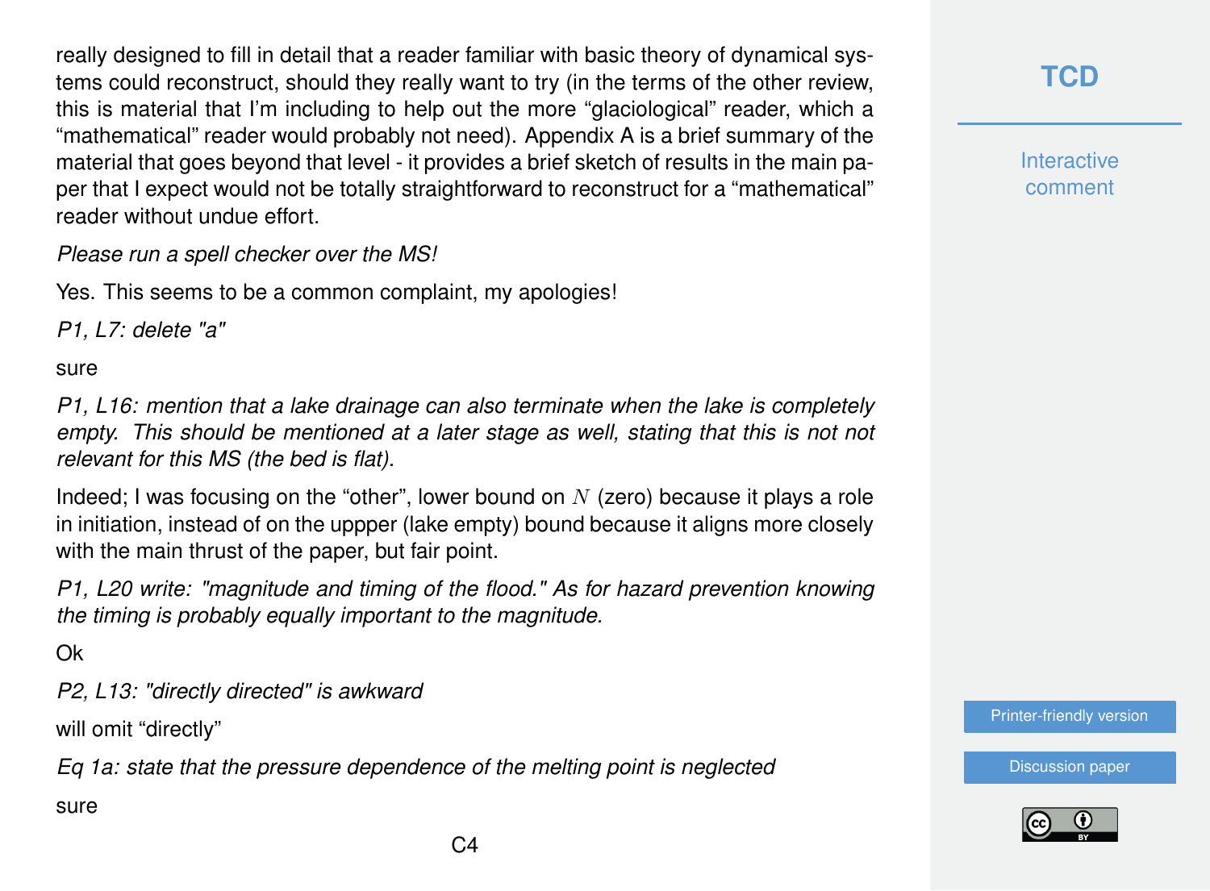really designed to fill in detail that a reader familiar with basic theory of dynamical systems could reconstruct, should they really want to try (in the terms of the other review, this is material that I'm including to help out the more "glaciological" reader, which a "mathematical" reader would probably not need). Appendix A is a brief summary of the material that goes beyond that level - it provides a brief sketch of results in the main paper that I expect would not be totally straightforward to reconstruct for a "mathematical" reader without undue effort.

*Please run a spell checker over the MS!*

Yes. This seems to be a common complaint, my apologies!

*P1, L7: delete "a"*

sure

*P1, L16: mention that a lake drainage can also terminate when the lake is completely empty. This should be mentioned at a later stage as well, stating that this is not not relevant for this MS (the bed is flat).*

Indeed; I was focusing on the "other", lower bound on $N$ (zero) because it plays a role in initiation, instead of on the uppper (lake empty) bound because it aligns more closely with the main thrust of the paper, but fair point.

*P1, L20 write: "magnitude and timing of the flood." As for hazard prevention knowing the timing is probably equally important to the magnitude.*

Ok

*P2, L13: "directly directed" is awkward*

will omit "directly"

*Eq 1a: state that the pressure dependence of the melting point is neglected*

sure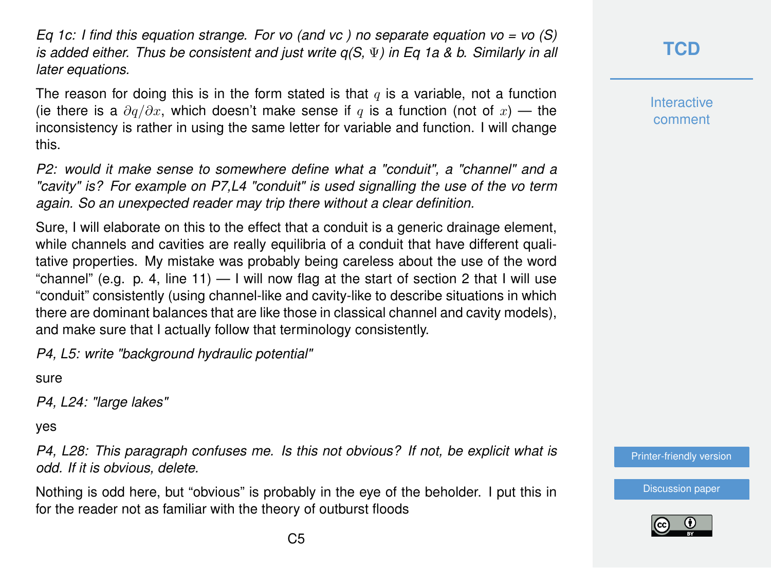*Eq 1c: I find this equation strange. For vo (and vc ) no separate equation vo = vo (S) is added either. Thus be consistent and just write q(S, $\Psi$) in Eq 1a & b. Similarly in all later equations.*

The reason for doing this is in the form stated is that $q$ is a variable, not a function (ie there is a $\partial q/\partial x$, which doesn't make sense if $q$ is a function (not of $x$) — the inconsistency is rather in using the same letter for variable and function. I will change this.

*P2: would it make sense to somewhere define what a "conduit", a "channel" and a "cavity" is? For example on P7,L4 "conduit" is used signalling the use of the vo term again. So an unexpected reader may trip there without a clear definition.*

Sure, I will elaborate on this to the effect that a conduit is a generic drainage element, while channels and cavities are really equilibria of a conduit that have different qualitative properties. My mistake was probably being careless about the use of the word "channel" (e.g. p. 4, line 11) — I will now flag at the start of section 2 that I will use "conduit" consistently (using channel-like and cavity-like to describe situations in which there are dominant balances that are like those in classical channel and cavity models), and make sure that I actually follow that terminology consistently.

*P4, L5: write "background hydraulic potential"*

sure

*P4, L24: "large lakes"*

yes

*P4, L28: This paragraph confuses me. Is this not obvious? If not, be explicit what is odd. If it is obvious, delete.*

Nothing is odd here, but "obvious" is probably in the eye of the beholder. I put this in for the reader not as familiar with the theory of outburst floods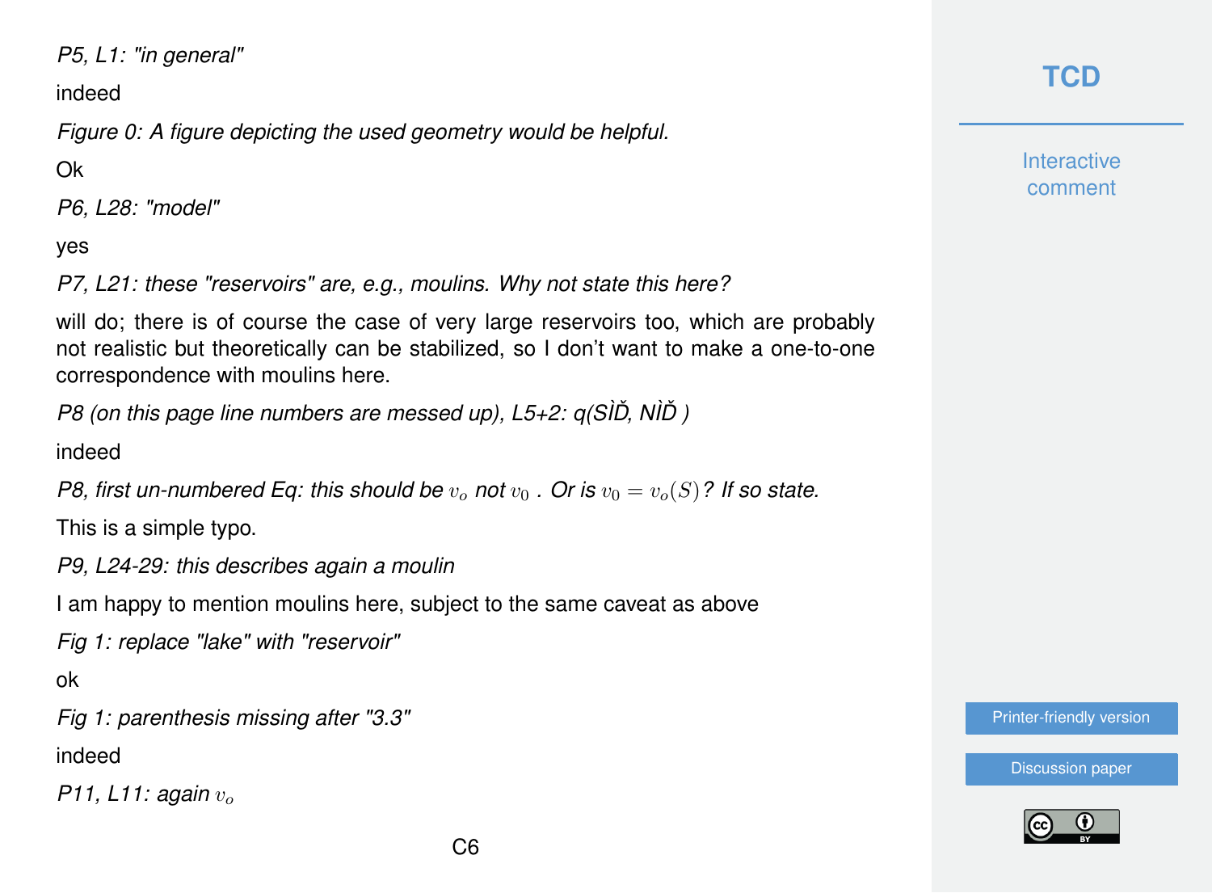*P5, L1: "in general"*

indeed

*Figure 0: A figure depicting the used geometry would be helpful.*

Ok

*P6, L28: "model"*

yes

*P7, L21: these "reservoirs" are, e.g., moulins. Why not state this here?*

will do; there is of course the case of very large reservoirs too, which are probably not realistic but theoretically can be stabilized, so I don't want to make a one-to-one correspondence with moulins here.

*P8 (on this page line numbers are messed up), L5+2: q(SÌĎ, NÌĎ )*

indeed

*P8, first un-numbered Eq: this should be $v_o$ not $v_0$ . Or is $v_0 = v_o(S)$? If so state.*

This is a simple typo.

*P9, L24-29: this describes again a moulin*

I am happy to mention moulins here, subject to the same caveat as above

*Fig 1: replace "lake" with "reservoir"*

ok

*Fig 1: parenthesis missing after "3.3"*

indeed

*P11, L11: again $v_o$*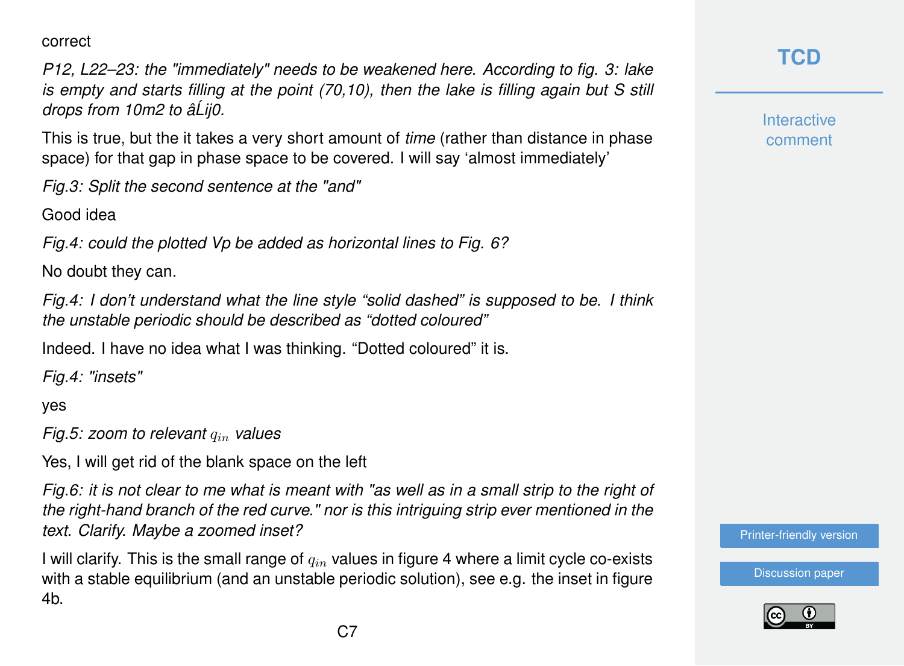correct

*P12, L22–23: the "immediately" needs to be weakened here. According to fig. 3: lake is empty and starts filling at the point (70,10), then the lake is filling again but S still drops from 10m2 to âĹij0.*

This is true, but the it takes a very short amount of *time* (rather than distance in phase space) for that gap in phase space to be covered. I will say 'almost immediately'

*Fig.3: Split the second sentence at the "and"*

Good idea

*Fig.4: could the plotted Vp be added as horizontal lines to Fig. 6?*

No doubt they can.

*Fig.4: I don't understand what the line style "solid dashed" is supposed to be. I think the unstable periodic should be described as "dotted coloured"*

Indeed. I have no idea what I was thinking. "Dotted coloured" it is.

*Fig.4: "insets"*

yes

*Fig.5: zoom to relevant $q_{in}$ values*

Yes, I will get rid of the blank space on the left

*Fig.6: it is not clear to me what is meant with "as well as in a small strip to the right of the right-hand branch of the red curve." nor is this intriguing strip ever mentioned in the text. Clarify. Maybe a zoomed inset?*

I will clarify. This is the small range of $q_{in}$ values in figure 4 where a limit cycle co-exists with a stable equilibrium (and an unstable periodic solution), see e.g. the inset in figure 4b.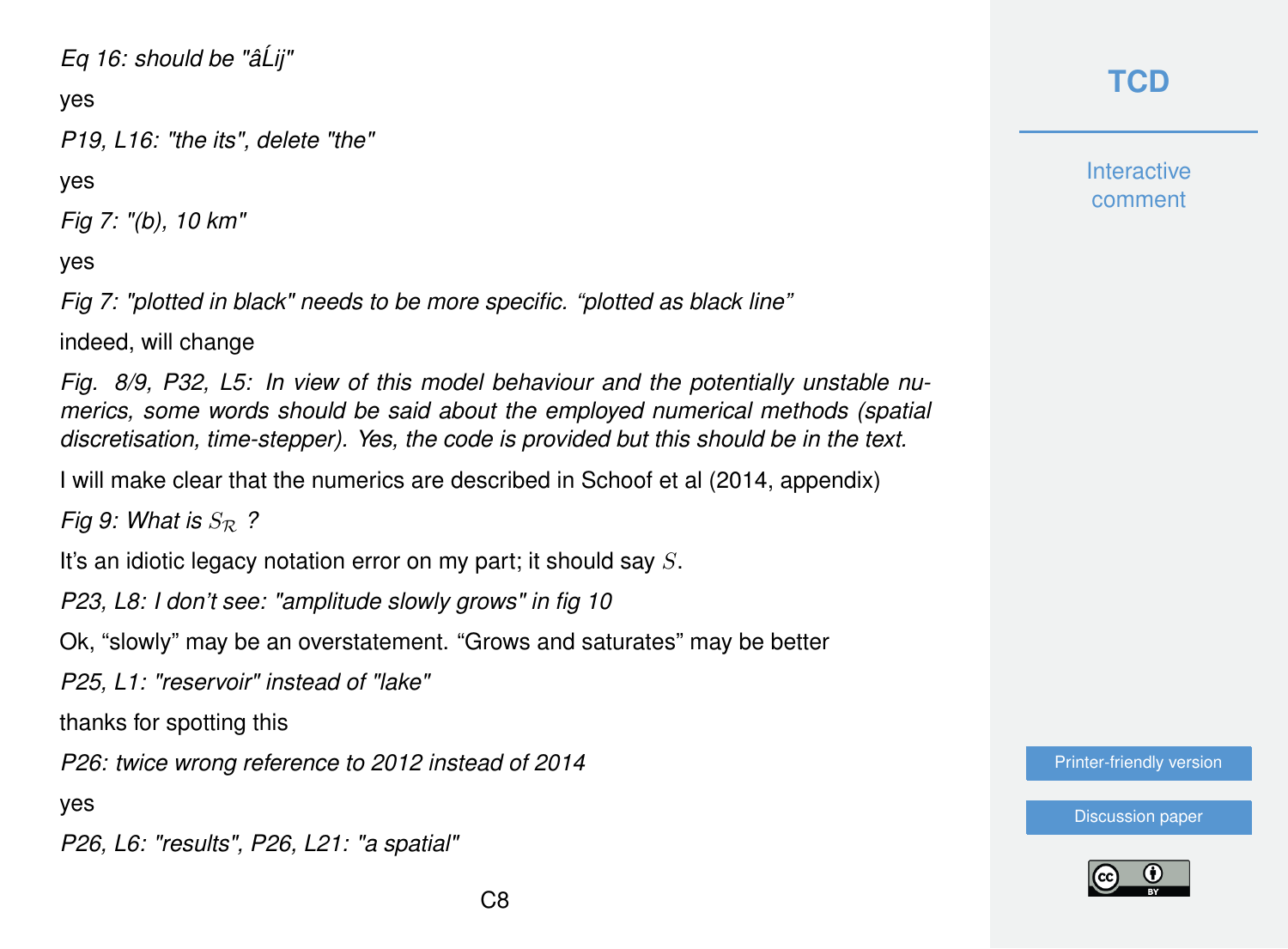*Eq 16: should be "âĹij"*

yes

*P19, L16: "the its", delete "the"*

yes

*Fig 7: "(b), 10 km"*

yes

*Fig 7: "plotted in black" needs to be more specific. "plotted as black line"*

indeed, will change

*Fig. 8/9, P32, L5: In view of this model behaviour and the potentially unstable numerics, some words should be said about the employed numerical methods (spatial discretisation, time-stepper). Yes, the code is provided but this should be in the text.*

I will make clear that the numerics are described in Schoof et al (2014, appendix)

*Fig 9: What is $S_{\mathcal{R}}$ ?*

It's an idiotic legacy notation error on my part; it should say $S$.

*P23, L8: I don't see: "amplitude slowly grows" in fig 10*

Ok, "slowly" may be an overstatement. "Grows and saturates" may be better

*P25, L1: "reservoir" instead of "lake"*

thanks for spotting this

*P26: twice wrong reference to 2012 instead of 2014*

yes

*P26, L6: "results", P26, L21: "a spatial"*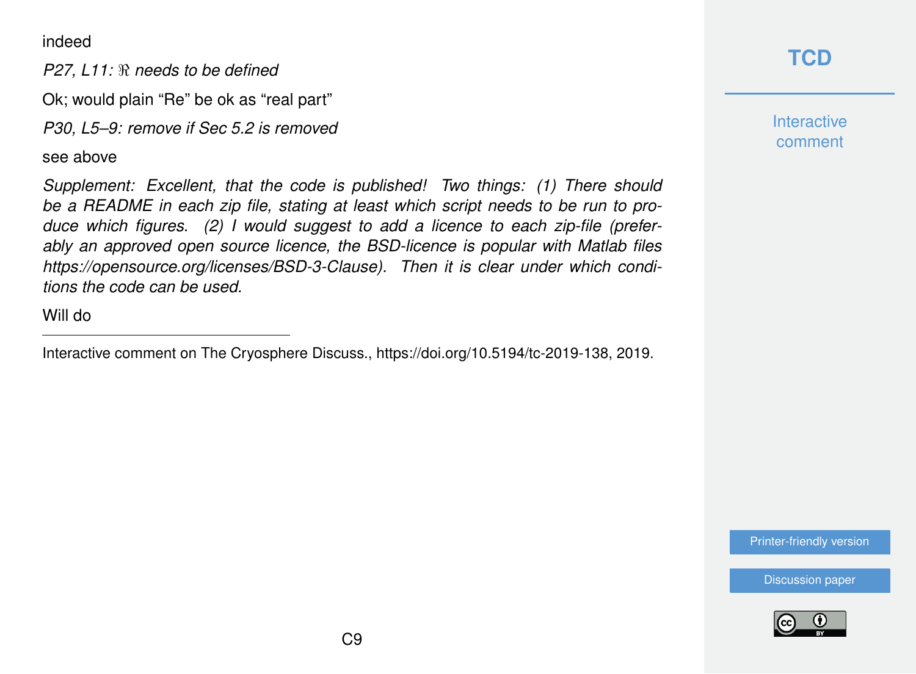indeed

*P27, L11: $\Re$ needs to be defined*

Ok; would plain "Re" be ok as "real part"

*P30, L5–9: remove if Sec 5.2 is removed*

see above

*Supplement: Excellent, that the code is published! Two things: (1) There should be a README in each zip file, stating at least which script needs to be run to produce which figures. (2) I would suggest to add a licence to each zip-file (preferably an approved open source licence, the BSD-licence is popular with Matlab files https://opensource.org/licenses/BSD-3-Clause). Then it is clear under which conditions the code can be used.*

Will do

---

Interactive comment on The Cryosphere Discuss., https://doi.org/10.5194/tc-2019-138, 2019.